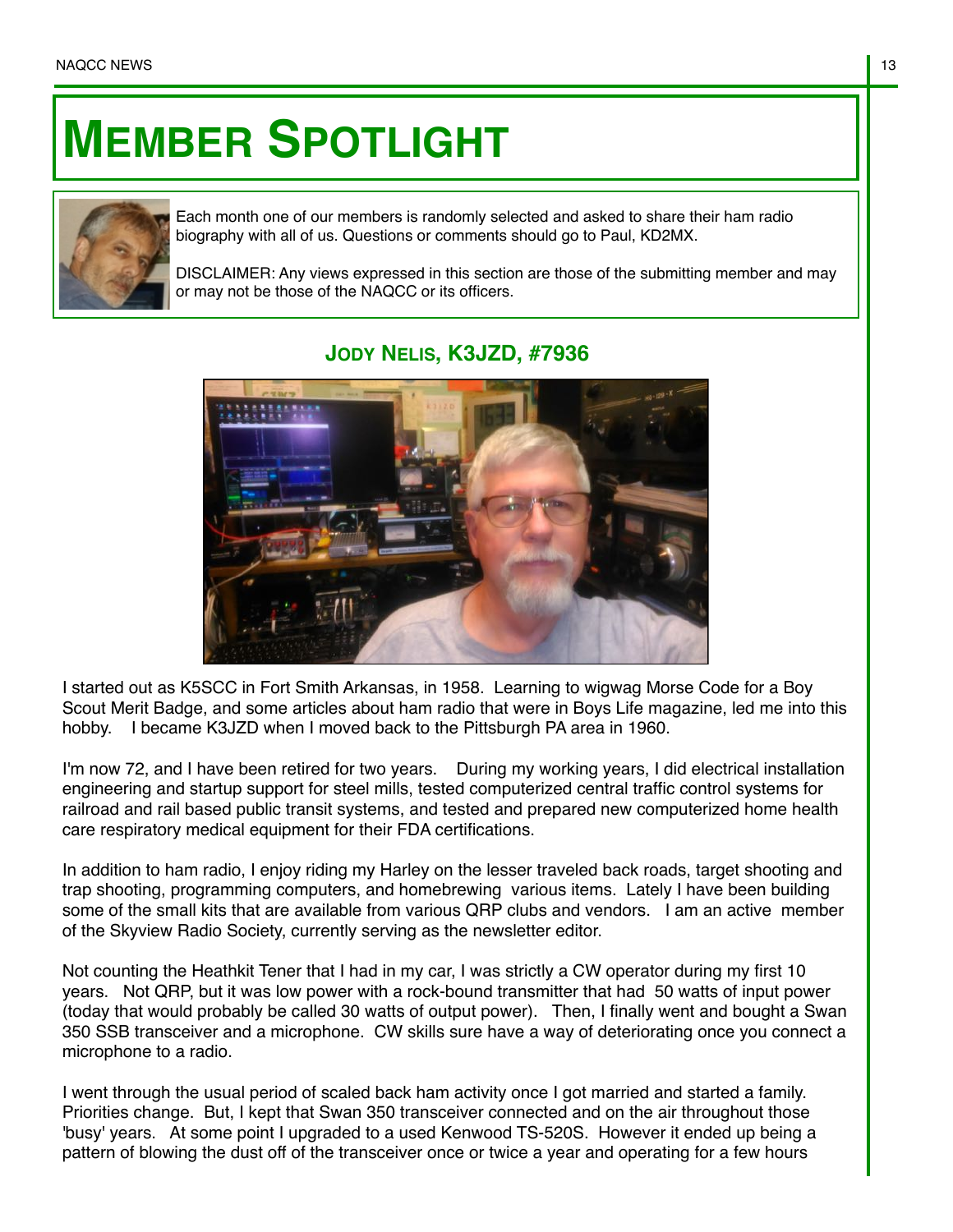# Member Spotlight

Each month one of our members is randomly selected and asked to share their ham radio biography with all of us. Questions or comments should go to Paul, KD2MX.

DISCLAIMER: Any views expressed in this section are those of the submitting member and may or may not be those of the NAQCC or its officers.

## Jody Nelis, K3JZD, #7936

I started out as K5SCC in Fort Smith Arkansas, in 1958. Learning to wigwag Morse Code for a Boy Scout Merit Badge, and some articles about ham radio that were in Boys Life magazine, led me into this hobby. I became K3JZD when I moved back to the Pittsburgh PA area in 1960.

I'm now 72, and I have been retired for two years. During my working years, I did electrical installation engineering and startup support for steel mills, tested computerized central traffic control systems for railroad and rail based public transit systems, and tested and prepared new computerized home health care respiratory medical equipment for their FDA certifications.

In addition to ham radio, I enjoy riding my Harley on the lesser traveled back roads, target shooting and trap shooting, programming computers, and homebrewing various items. Lately I have been building some of the small kits that are available from various QRP clubs and vendors. I am an active member of the Skyview Radio Society, currently serving as the newsletter editor.

Not counting the Heathkit Tener that I had in my car, I was strictly a CW operator during my first 10 years. Not QRP, but it was low power with a rock-bound transmitter that had 50 watts of input power (today that would probably be called 30 watts of output power). Then, I finally went and bought a Swan 350 SSB transceiver and a microphone. CW skills sure have a way of deteriorating once you connect a microphone to a radio.

I went through the usual period of scaled back ham activity once I got married and started a family. Priorities change. But, I kept that Swan 350 transceiver connected and on the air throughout those 'busy' years. At some point I upgraded to a used Kenwood TS-520S. However it ended up being a pattern of blowing the dust off of the transceiver once or twice a year and operating for a few hours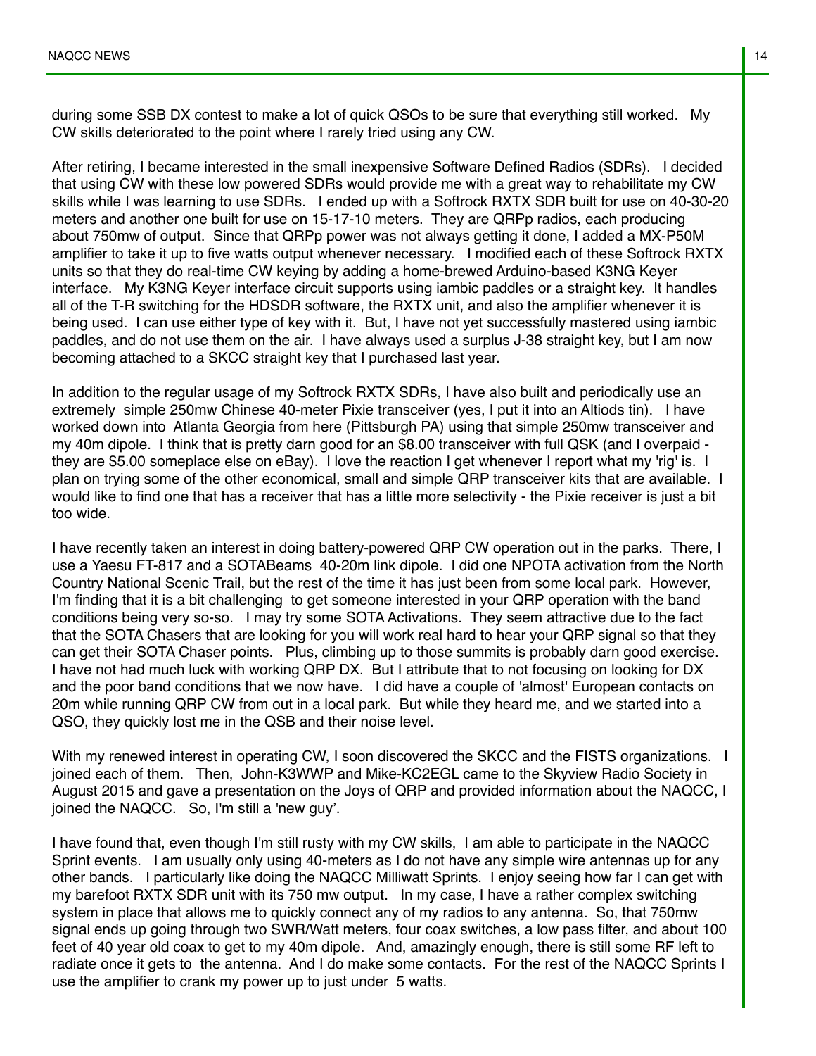during some SSB DX contest to make a lot of quick QSOs to be sure that everything still worked. My CW skills deteriorated to the point where I rarely tried using any CW.

After retiring, I became interested in the small inexpensive Software Defined Radios (SDRs). I decided that using CW with these low powered SDRs would provide me with a great way to rehabilitate my CW skills while I was learning to use SDRs. I ended up with a Softrock RXTX SDR built for use on 40-30-20 meters and another one built for use on 15-17-10 meters. They are QRPp radios, each producing about 750mw of output. Since that QRPp power was not always getting it done, I added a MX-P50M amplifier to take it up to five watts output whenever necessary. I modified each of these Softrock RXTX units so that they do real-time CW keying by adding a home-brewed Arduino-based K3NG Keyer interface. My K3NG Keyer interface circuit supports using iambic paddles or a straight key. It handles all of the T-R switching for the HDSDR software, the RXTX unit, and also the amplifier whenever it is being used. I can use either type of key with it. But, I have not yet successfully mastered using iambic paddles, and do not use them on the air. I have always used a surplus J-38 straight key, but I am now becoming attached to a SKCC straight key that I purchased last year.

In addition to the regular usage of my Softrock RXTX SDRs, I have also built and periodically use an extremely simple 250mw Chinese 40-meter Pixie transceiver (yes, I put it into an Altiods tin). I have worked down into Atlanta Georgia from here (Pittsburgh PA) using that simple 250mw transceiver and my 40m dipole. I think that is pretty darn good for an $8.00 transceiver with full QSK (and I overpaid - they are $5.00 someplace else on eBay). I love the reaction I get whenever I report what my 'rig' is. I plan on trying some of the other economical, small and simple QRP transceiver kits that are available. I would like to find one that has a receiver that has a little more selectivity - the Pixie receiver is just a bit too wide.

I have recently taken an interest in doing battery-powered QRP CW operation out in the parks. There, I use a Yaesu FT-817 and a SOTABeams 40-20m link dipole. I did one NPOTA activation from the North Country National Scenic Trail, but the rest of the time it has just been from some local park. However, I'm finding that it is a bit challenging to get someone interested in your QRP operation with the band conditions being very so-so. I may try some SOTA Activations. They seem attractive due to the fact that the SOTA Chasers that are looking for you will work real hard to hear your QRP signal so that they can get their SOTA Chaser points. Plus, climbing up to those summits is probably darn good exercise. I have not had much luck with working QRP DX. But I attribute that to not focusing on looking for DX and the poor band conditions that we now have. I did have a couple of 'almost' European contacts on 20m while running QRP CW from out in a local park. But while they heard me, and we started into a QSO, they quickly lost me in the QSB and their noise level.

With my renewed interest in operating CW, I soon discovered the SKCC and the FISTS organizations. I joined each of them. Then, John-K3WWP and Mike-KC2EGL came to the Skyview Radio Society in August 2015 and gave a presentation on the Joys of QRP and provided information about the NAQCC, I joined the NAQCC. So, I'm still a 'new guy'.

I have found that, even though I'm still rusty with my CW skills, I am able to participate in the NAQCC Sprint events. I am usually only using 40-meters as I do not have any simple wire antennas up for any other bands. I particularly like doing the NAQCC Milliwatt Sprints. I enjoy seeing how far I can get with my barefoot RXTX SDR unit with its 750 mw output. In my case, I have a rather complex switching system in place that allows me to quickly connect any of my radios to any antenna. So, that 750mw signal ends up going through two SWR/Watt meters, four coax switches, a low pass filter, and about 100 feet of 40 year old coax to get to my 40m dipole. And, amazingly enough, there is still some RF left to radiate once it gets to the antenna. And I do make some contacts. For the rest of the NAQCC Sprints I use the amplifier to crank my power up to just under 5 watts.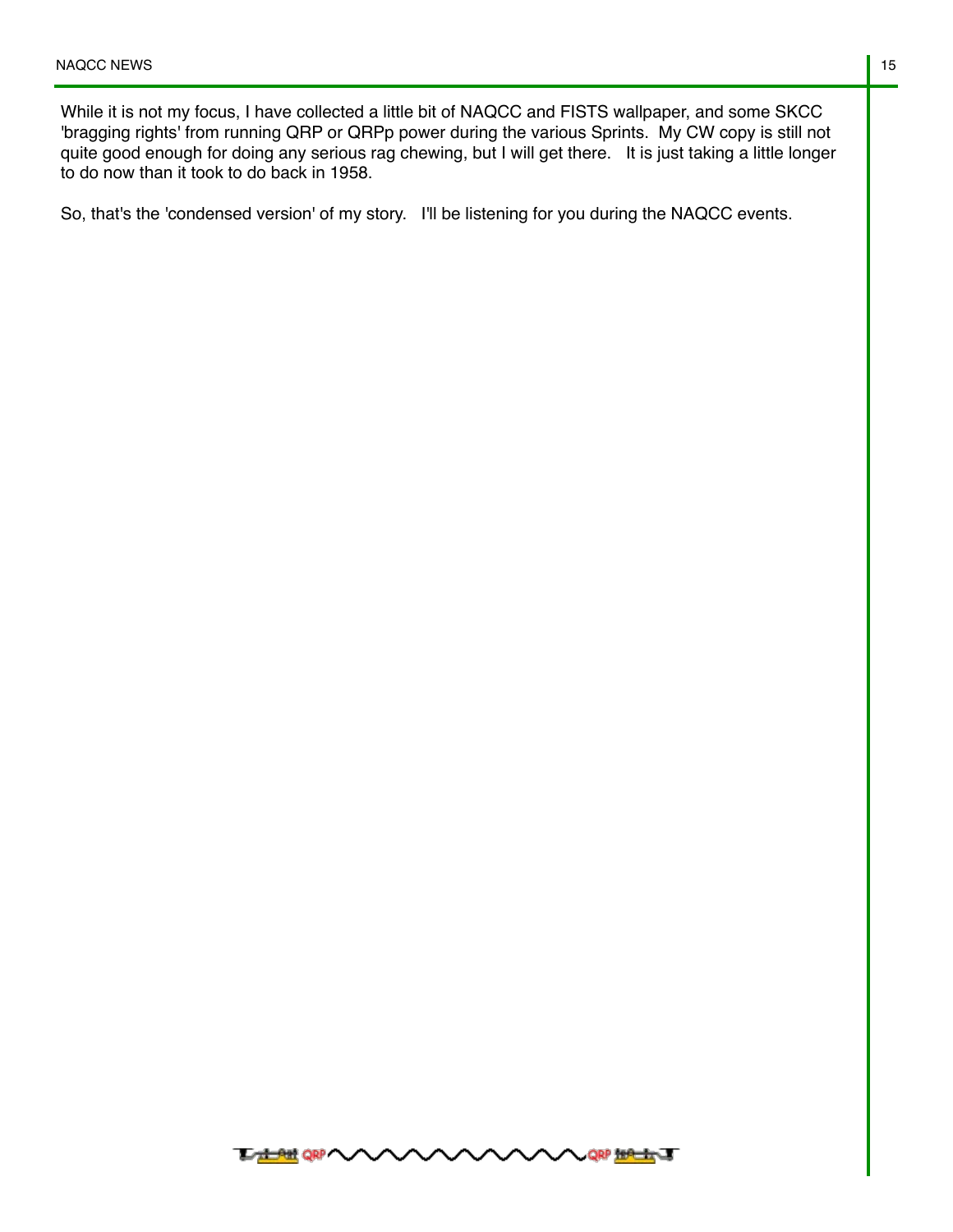While it is not my focus, I have collected a little bit of NAQCC and FISTS wallpaper, and some SKCC 'bragging rights' from running QRP or QRPp power during the various Sprints. My CW copy is still not quite good enough for doing any serious rag chewing, but I will get there. It is just taking a little longer to do now than it took to do back in 1958.

So, that's the 'condensed version' of my story. I'll be listening for you during the NAQCC events.